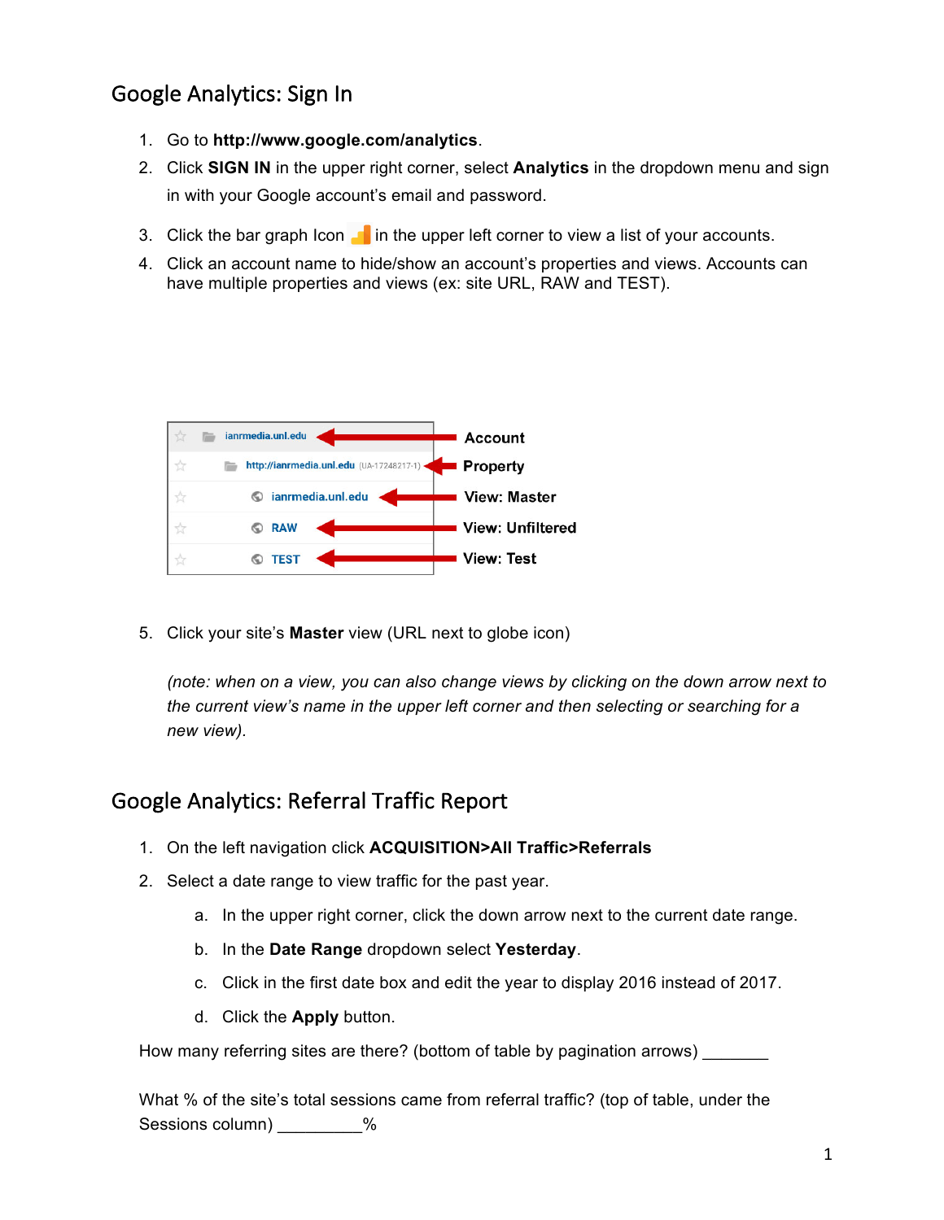# Google Analytics: Sign In

1. Go to **http://www.google.com/analytics**.
2. Click **SIGN IN** in the upper right corner, select **Analytics** in the dropdown menu and sign in with your Google account's email and password.
3. Click the bar graph Icon in the upper left corner to view a list of your accounts.
4. Click an account name to hide/show an account's properties and views. Accounts can have multiple properties and views (ex: site URL, RAW and TEST).

| | |
|---|---|
| ianrmedia.unl.edu | **Account** |
| http://ianrmedia.unl.edu (UA-17248217-1) | **Property** |
| ianrmedia.unl.edu | **View: Master** |
| RAW | **View: Unfiltered** |
| TEST | **View: Test** |

5. Click your site's **Master** view (URL next to globe icon)

   *(note: when on a view, you can also change views by clicking on the down arrow next to the current view's name in the upper left corner and then selecting or searching for a new view).*

# Google Analytics: Referral Traffic Report

1. On the left navigation click **ACQUISITION>All Traffic>Referrals**
2. Select a date range to view traffic for the past year.
   a. In the upper right corner, click the down arrow next to the current date range.
   b. In the **Date Range** dropdown select **Yesterday**.
   c. Click in the first date box and edit the year to display 2016 instead of 2017.
   d. Click the **Apply** button.

How many referring sites are there? (bottom of table by pagination arrows) _______

What % of the site's total sessions came from referral traffic? (top of table, under the Sessions column) _________%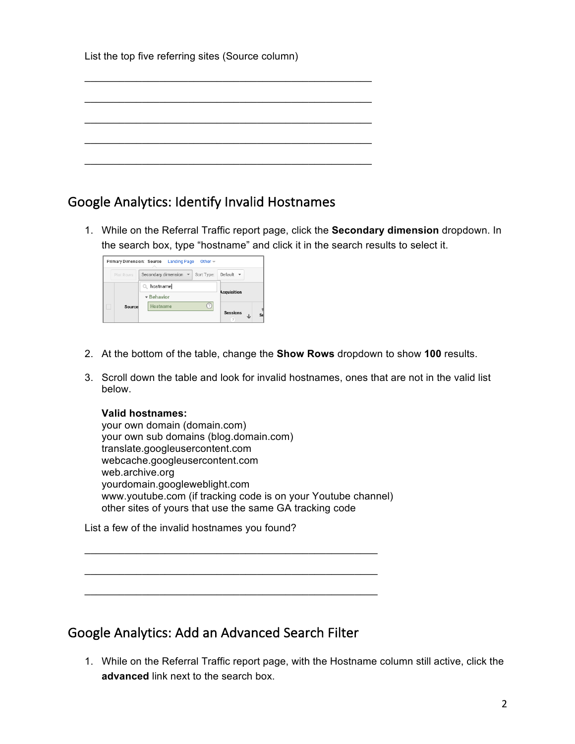List the top five referring sites (Source column)

\_\_\_\_\_\_\_\_\_\_\_\_\_\_\_\_\_\_\_\_\_\_\_\_\_\_\_\_\_\_\_\_\_\_\_\_\_\_\_\_\_\_\_\_\_\_\_\_

\_\_\_\_\_\_\_\_\_\_\_\_\_\_\_\_\_\_\_\_\_\_\_\_\_\_\_\_\_\_\_\_\_\_\_\_\_\_\_\_\_\_\_\_\_\_\_\_

\_\_\_\_\_\_\_\_\_\_\_\_\_\_\_\_\_\_\_\_\_\_\_\_\_\_\_\_\_\_\_\_\_\_\_\_\_\_\_\_\_\_\_\_\_\_\_\_

\_\_\_\_\_\_\_\_\_\_\_\_\_\_\_\_\_\_\_\_\_\_\_\_\_\_\_\_\_\_\_\_\_\_\_\_\_\_\_\_\_\_\_\_\_\_\_\_

\_\_\_\_\_\_\_\_\_\_\_\_\_\_\_\_\_\_\_\_\_\_\_\_\_\_\_\_\_\_\_\_\_\_\_\_\_\_\_\_\_\_\_\_\_\_\_\_

## Google Analytics: Identify Invalid Hostnames

1. While on the Referral Traffic report page, click the **Secondary dimension** dropdown. In the search box, type "hostname" and click it in the search results to select it.

2. At the bottom of the table, change the **Show Rows** dropdown to show **100** results.

3. Scroll down the table and look for invalid hostnames, ones that are not in the valid list below.

   **Valid hostnames:**
   your own domain (domain.com)
   your own sub domains (blog.domain.com)
   translate.googleusercontent.com
   webcache.googleusercontent.com
   web.archive.org
   yourdomain.googleweblight.com
   www.youtube.com (if tracking code is on your Youtube channel)
   other sites of yours that use the same GA tracking code

List a few of the invalid hostnames you found?

\_\_\_\_\_\_\_\_\_\_\_\_\_\_\_\_\_\_\_\_\_\_\_\_\_\_\_\_\_\_\_\_\_\_\_\_\_\_\_\_\_\_\_\_\_\_\_\_

\_\_\_\_\_\_\_\_\_\_\_\_\_\_\_\_\_\_\_\_\_\_\_\_\_\_\_\_\_\_\_\_\_\_\_\_\_\_\_\_\_\_\_\_\_\_\_\_

\_\_\_\_\_\_\_\_\_\_\_\_\_\_\_\_\_\_\_\_\_\_\_\_\_\_\_\_\_\_\_\_\_\_\_\_\_\_\_\_\_\_\_\_\_\_\_\_

## Google Analytics: Add an Advanced Search Filter

1. While on the Referral Traffic report page, with the Hostname column still active, click the **advanced** link next to the search box.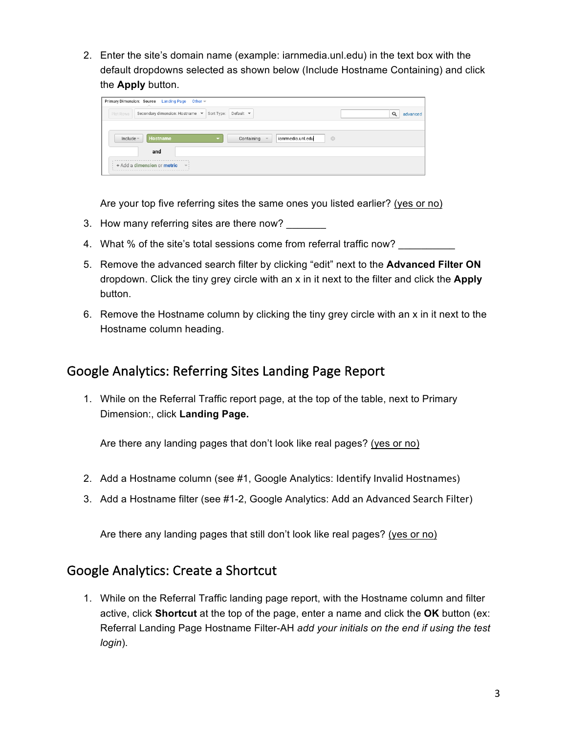2. Enter the site's domain name (example: iarnmedia.unl.edu) in the text box with the default dropdowns selected as shown below (Include Hostname Containing) and click the **Apply** button.

   Are your top five referring sites the same ones you listed earlier? (yes or no)

3. How many referring sites are there now? _______

4. What % of the site's total sessions come from referral traffic now? __________

5. Remove the advanced search filter by clicking "edit" next to the **Advanced Filter ON** dropdown. Click the tiny grey circle with an x in it next to the filter and click the **Apply** button.

6. Remove the Hostname column by clicking the tiny grey circle with an x in it next to the Hostname column heading.

## Google Analytics: Referring Sites Landing Page Report

1. While on the Referral Traffic report page, at the top of the table, next to Primary Dimension:, click **Landing Page.**

   Are there any landing pages that don't look like real pages? (yes or no)

2. Add a Hostname column (see #1, Google Analytics: Identify Invalid Hostnames)

3. Add a Hostname filter (see #1-2, Google Analytics: Add an Advanced Search Filter)

   Are there any landing pages that still don't look like real pages? (yes or no)

## Google Analytics: Create a Shortcut

1. While on the Referral Traffic landing page report, with the Hostname column and filter active, click **Shortcut** at the top of the page, enter a name and click the **OK** button (ex: Referral Landing Page Hostname Filter-AH *add your initials on the end if using the test login*).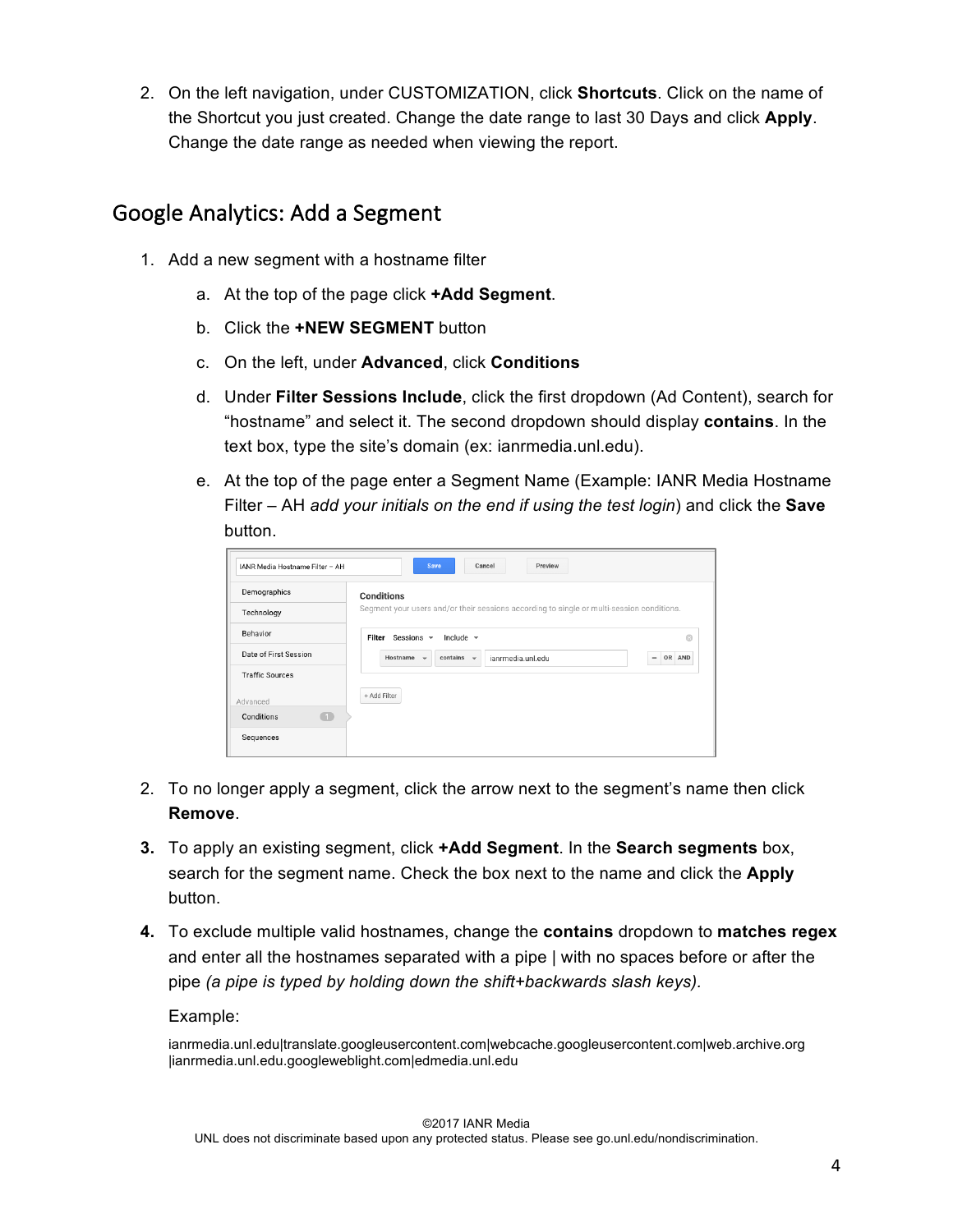2. On the left navigation, under CUSTOMIZATION, click **Shortcuts**. Click on the name of the Shortcut you just created. Change the date range to last 30 Days and click **Apply**. Change the date range as needed when viewing the report.

## Google Analytics: Add a Segment

1. Add a new segment with a hostname filter
   a. At the top of the page click **+Add Segment**.
   b. Click the **+NEW SEGMENT** button
   c. On the left, under **Advanced**, click **Conditions**
   d. Under **Filter Sessions Include**, click the first dropdown (Ad Content), search for "hostname" and select it. The second dropdown should display **contains**. In the text box, type the site's domain (ex: ianrmedia.unl.edu).
   e. At the top of the page enter a Segment Name (Example: IANR Media Hostname Filter – AH *add your initials on the end if using the test login*) and click the **Save** button.

2. To no longer apply a segment, click the arrow next to the segment's name then click **Remove**.

3. To apply an existing segment, click **+Add Segment**. In the **Search segments** box, search for the segment name. Check the box next to the name and click the **Apply** button.

4. To exclude multiple valid hostnames, change the **contains** dropdown to **matches regex** and enter all the hostnames separated with a pipe | with no spaces before or after the pipe *(a pipe is typed by holding down the shift+backwards slash keys).*

   Example:

   ianrmedia.unl.edu|translate.googleusercontent.com|webcache.googleusercontent.com|web.archive.org|ianrmedia.unl.edu.googleweblight.com|edmedia.unl.edu

©2017 IANR Media
UNL does not discriminate based upon any protected status. Please see go.unl.edu/nondiscrimination.